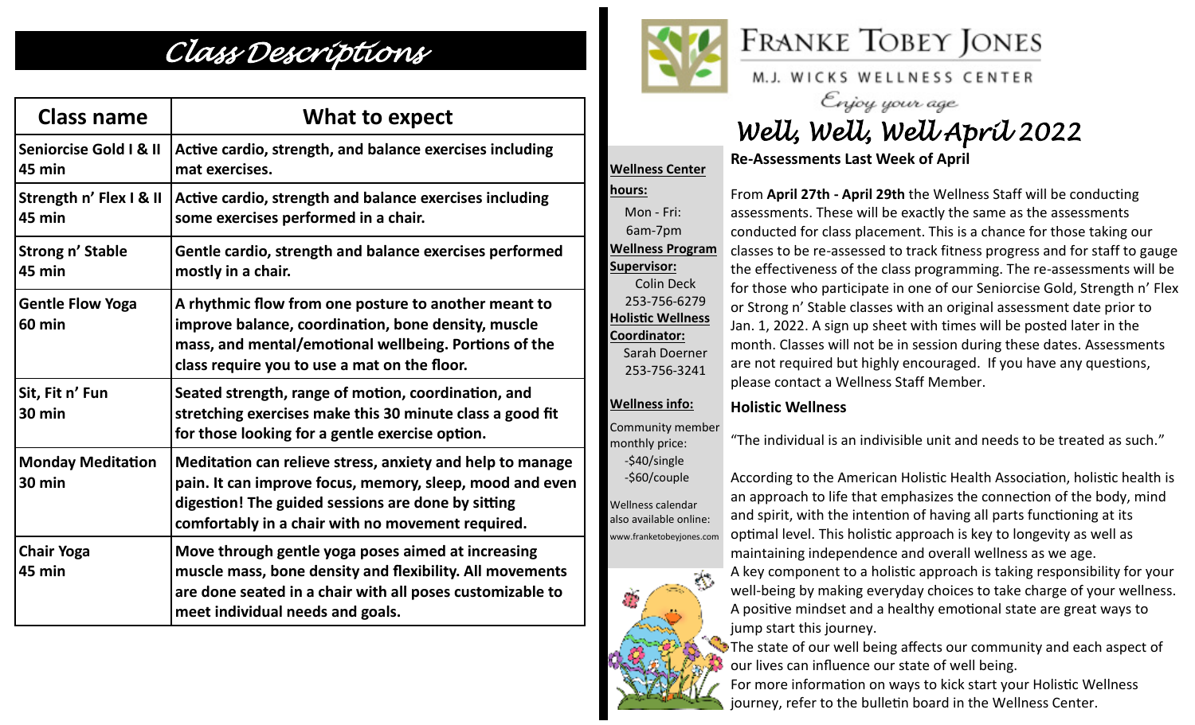# Class Descriptions

| Class name | What to expect |
|---|---|
| **Seniorcise Gold I & II 45 min** | **Active cardio, strength, and balance exercises including mat exercises.** |
| **Strength n' Flex I & II 45 min** | **Active cardio, strength and balance exercises including some exercises performed in a chair.** |
| **Strong n' Stable 45 min** | **Gentle cardio, strength and balance exercises performed mostly in a chair.** |
| **Gentle Flow Yoga 60 min** | **A rhythmic flow from one posture to another meant to improve balance, coordination, bone density, muscle mass, and mental/emotional wellbeing. Portions of the class require you to use a mat on the floor.** |
| **Sit, Fit n' Fun 30 min** | **Seated strength, range of motion, coordination, and stretching exercises make this 30 minute class a good fit for those looking for a gentle exercise option.** |
| **Monday Meditation 30 min** | **Meditation can relieve stress, anxiety and help to manage pain. It can improve focus, memory, sleep, mood and even digestion! The guided sessions are done by sitting comfortably in a chair with no movement required.** |
| **Chair Yoga 45 min** | **Move through gentle yoga poses aimed at increasing muscle mass, bone density and flexibility. All movements are done seated in a chair with all poses customizable to meet individual needs and goals.** |

FRANKE TOBEY JONES

M.J. WICKS WELLNESS CENTER

*Enjoy your age*

# *Well, Well, Well April 2022*

**Wellness Center hours:**
Mon - Fri:
6am-7pm

**Wellness Program Supervisor:**
Colin Deck
253-756-6279

**Holistic Wellness Coordinator:**
Sarah Doerner
253-756-3241

**Wellness info:**

Community member monthly price:
-$40/single
-$60/couple

Wellness calendar also available online:
www.franketobeyjones.com

## Re-Assessments Last Week of April

From **April 27th - April 29th** the Wellness Staff will be conducting assessments. These will be exactly the same as the assessments conducted for class placement. This is a chance for those taking our classes to be re-assessed to track fitness progress and for staff to gauge the effectiveness of the class programming. The re-assessments will be for those who participate in one of our Seniorcise Gold, Strength n' Flex or Strong n' Stable classes with an original assessment date prior to Jan. 1, 2022. A sign up sheet with times will be posted later in the month. Classes will not be in session during these dates. Assessments are not required but highly encouraged. If you have any questions, please contact a Wellness Staff Member.

## Holistic Wellness

"The individual is an indivisible unit and needs to be treated as such."

According to the American Holistic Health Association, holistic health is an approach to life that emphasizes the connection of the body, mind and spirit, with the intention of having all parts functioning at its optimal level. This holistic approach is key to longevity as well as maintaining independence and overall wellness as we age.

A key component to a holistic approach is taking responsibility for your well-being by making everyday choices to take charge of your wellness. A positive mindset and a healthy emotional state are great ways to jump start this journey.

The state of our well being affects our community and each aspect of our lives can influence our state of well being.

For more information on ways to kick start your Holistic Wellness journey, refer to the bulletin board in the Wellness Center.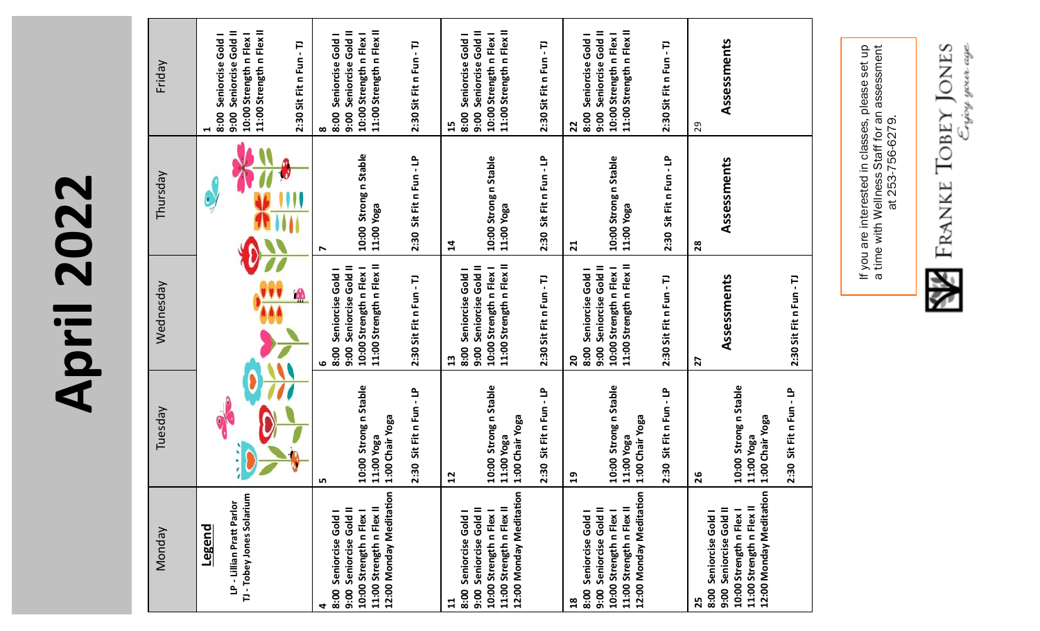# April 2022

| Monday | Tuesday | Wednesday | Thursday | Friday |
|---|---|---|---|---|
| **Legend**<br>LP - Lillian Pratt Parlor<br>TJ - Tobey Jones Solarium | | | | 1<br>8:00 Seniorcise Gold I<br>9:00 Seniorcise Gold II<br>10:00 Strength n Flex I<br>11:00 Strength n Flex II<br>2:30 Sit Fit n Fun - TJ |
| 4<br>8:00 Seniorcise Gold I<br>9:00 Seniorcise Gold II<br>10:00 Strength n Flex I<br>11:00 Strength n Flex II<br>12:00 Monday Meditation | 5<br>10:00 Strong n Stable<br>11:00 Yoga<br>1:00 Chair Yoga<br>2:30 Sit Fit n Fun - LP | 6<br>8:00 Seniorcise Gold I<br>9:00 Seniorcise Gold II<br>10:00 Strength n Flex I<br>11:00 Strength n Flex II<br>2:30 Sit Fit n Fun - TJ | 7<br>10:00 Strong n Stable<br>11:00 Yoga<br>2:30 Sit Fit n Fun - LP | 8<br>8:00 Seniorcise Gold I<br>9:00 Seniorcise Gold II<br>10:00 Strength n Flex I<br>11:00 Strength n Flex II<br>2:30 Sit Fit n Fun - TJ |
| 11<br>8:00 Seniorcise Gold I<br>9:00 Seniorcise Gold II<br>10:00 Strength n Flex I<br>11:00 Strength n Flex II<br>12:00 Monday Meditation | 12<br>10:00 Strong n Stable<br>11:00 Yoga<br>1:00 Chair Yoga<br>2:30 Sit Fit n Fun - LP | 13<br>8:00 Seniorcise Gold I<br>9:00 Seniorcise Gold II<br>10:00 Strength n Flex I<br>11:00 Strength n Flex II<br>2:30 Sit Fit n Fun - TJ | 14<br>10:00 Strong n Stable<br>11:00 Yoga<br>2:30 Sit Fit n Fun - LP | 15<br>8:00 Seniorcise Gold I<br>9:00 Seniorcise Gold II<br>10:00 Strength n Flex I<br>11:00 Strength n Flex II<br>2:30 Sit Fit n Fun - TJ |
| 18<br>8:00 Seniorcise Gold I<br>9:00 Seniorcise Gold II<br>10:00 Strength n Flex I<br>11:00 Strength n Flex II<br>12:00 Monday Meditation | 19<br>10:00 Strong n Stable<br>11:00 Yoga<br>1:00 Chair Yoga<br>2:30 Sit Fit n Fun - LP | 20<br>8:00 Seniorcise Gold I<br>9:00 Seniorcise Gold II<br>10:00 Strength n Flex I<br>11:00 Strength n Flex II<br>2:30 Sit Fit n Fun - TJ | 21<br>10:00 Strong n Stable<br>11:00 Yoga<br>2:30 Sit Fit n Fun - LP | 22<br>8:00 Seniorcise Gold I<br>9:00 Seniorcise Gold II<br>10:00 Strength n Flex I<br>11:00 Strength n Flex II<br>2:30 Sit Fit n Fun - TJ |
| 25<br>8:00 Seniorcise Gold I<br>9:00 Seniorcise Gold II<br>10:00 Strength n Flex I<br>11:00 Strength n Flex II<br>12:00 Monday Meditation | 26<br>10:00 Strong n Stable<br>11:00 Yoga<br>1:00 Chair Yoga<br>2:30 Sit Fit n Fun - LP | 27<br>Assessments<br>2:30 Sit Fit n Fun - TJ | 28<br>Assessments | 29<br>Assessments |

If you are interested in classes, please set up a time with Wellness Staff for an assessment at 253-756-6279.

FRANKE TOBEY JONES
*Enjoy your age*